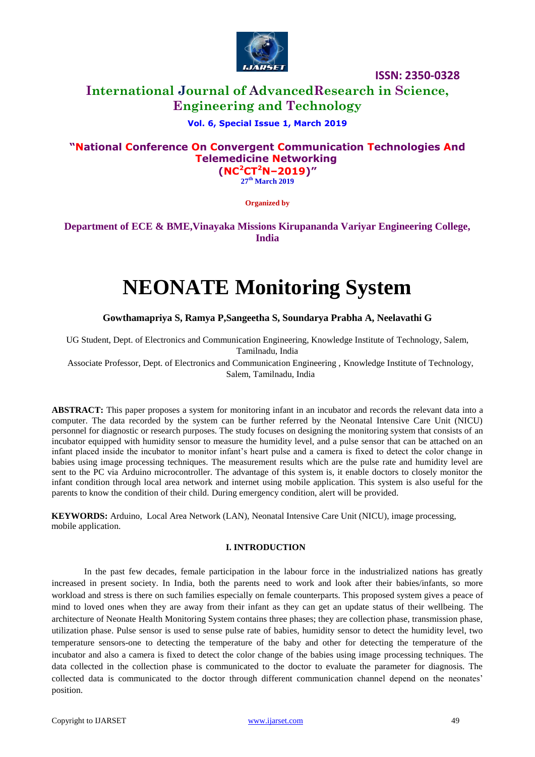ISSN: 2350-0328

# International Journal of Advanced Research in Science, Engineering and Technology

**Vol. 6, Special Issue 1, March 2019**

**"National Conference On Convergent Communication Technologies And Telemedicine Networking ($NC^2CT^2N$–2019)"**
**27th March 2019**

**Organized by**

**Department of ECE & BME, Vinayaka Missions Kirupananda Variyar Engineering College, India**

# NEONATE Monitoring System

**Gowthamapriya S, Ramya P, Sangeetha S, Soundarya Prabha A, Neelavathi G**

UG Student, Dept. of Electronics and Communication Engineering, Knowledge Institute of Technology, Salem, Tamilnadu, India

Associate Professor, Dept. of Electronics and Communication Engineering, Knowledge Institute of Technology, Salem, Tamilnadu, India

**ABSTRACT:** This paper proposes a system for monitoring infant in an incubator and records the relevant data into a computer. The data recorded by the system can be further referred by the Neonatal Intensive Care Unit (NICU) personnel for diagnostic or research purposes. The study focuses on designing the monitoring system that consists of an incubator equipped with humidity sensor to measure the humidity level, and a pulse sensor that can be attached on an infant placed inside the incubator to monitor infant's heart pulse and a camera is fixed to detect the color change in babies using image processing techniques. The measurement results which are the pulse rate and humidity level are sent to the PC via Arduino microcontroller. The advantage of this system is, it enable doctors to closely monitor the infant condition through local area network and internet using mobile application. This system is also useful for the parents to know the condition of their child. During emergency condition, alert will be provided.

**KEYWORDS:** Arduino, Local Area Network (LAN), Neonatal Intensive Care Unit (NICU), image processing, mobile application.

## I. INTRODUCTION

In the past few decades, female participation in the labour force in the industrialized nations has greatly increased in present society. In India, both the parents need to work and look after their babies/infants, so more workload and stress is there on such families especially on female counterparts. This proposed system gives a peace of mind to loved ones when they are away from their infant as they can get an update status of their wellbeing. The architecture of Neonate Health Monitoring System contains three phases; they are collection phase, transmission phase, utilization phase. Pulse sensor is used to sense pulse rate of babies, humidity sensor to detect the humidity level, two temperature sensors-one to detecting the temperature of the baby and other for detecting the temperature of the incubator and also a camera is fixed to detect the color change of the babies using image processing techniques. The data collected in the collection phase is communicated to the doctor to evaluate the parameter for diagnosis. The collected data is communicated to the doctor through different communication channel depend on the neonates' position.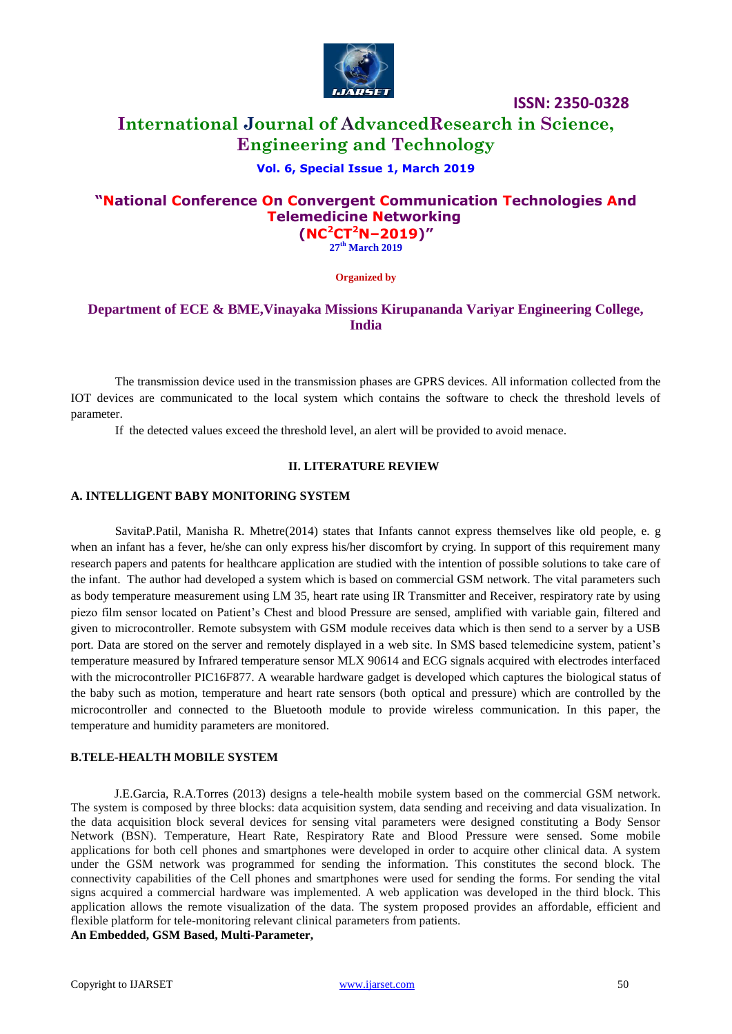The transmission device used in the transmission phases are GPRS devices. All information collected from the IOT devices are communicated to the local system which contains the software to check the threshold levels of parameter.

If the detected values exceed the threshold level, an alert will be provided to avoid menace.

## II. LITERATURE REVIEW

### A. INTELLIGENT BABY MONITORING SYSTEM

SavitaP.Patil, Manisha R. Mhetre(2014) states that Infants cannot express themselves like old people, e. g when an infant has a fever, he/she can only express his/her discomfort by crying. In support of this requirement many research papers and patents for healthcare application are studied with the intention of possible solutions to take care of the infant. The author had developed a system which is based on commercial GSM network. The vital parameters such as body temperature measurement using LM 35, heart rate using IR Transmitter and Receiver, respiratory rate by using piezo film sensor located on Patient's Chest and blood Pressure are sensed, amplified with variable gain, filtered and given to microcontroller. Remote subsystem with GSM module receives data which is then send to a server by a USB port. Data are stored on the server and remotely displayed in a web site. In SMS based telemedicine system, patient's temperature measured by Infrared temperature sensor MLX 90614 and ECG signals acquired with electrodes interfaced with the microcontroller PIC16F877. A wearable hardware gadget is developed which captures the biological status of the baby such as motion, temperature and heart rate sensors (both optical and pressure) which are controlled by the microcontroller and connected to the Bluetooth module to provide wireless communication. In this paper, the temperature and humidity parameters are monitored.

### B.TELE-HEALTH MOBILE SYSTEM

J.E.Garcia, R.A.Torres (2013) designs a tele-health mobile system based on the commercial GSM network. The system is composed by three blocks: data acquisition system, data sending and receiving and data visualization. In the data acquisition block several devices for sensing vital parameters were designed constituting a Body Sensor Network (BSN). Temperature, Heart Rate, Respiratory Rate and Blood Pressure were sensed. Some mobile applications for both cell phones and smartphones were developed in order to acquire other clinical data. A system under the GSM network was programmed for sending the information. This constitutes the second block. The connectivity capabilities of the Cell phones and smartphones were used for sending the forms. For sending the vital signs acquired a commercial hardware was implemented. A web application was developed in the third block. This application allows the remote visualization of the data. The system proposed provides an affordable, efficient and flexible platform for tele-monitoring relevant clinical parameters from patients.

**An Embedded, GSM Based, Multi-Parameter,**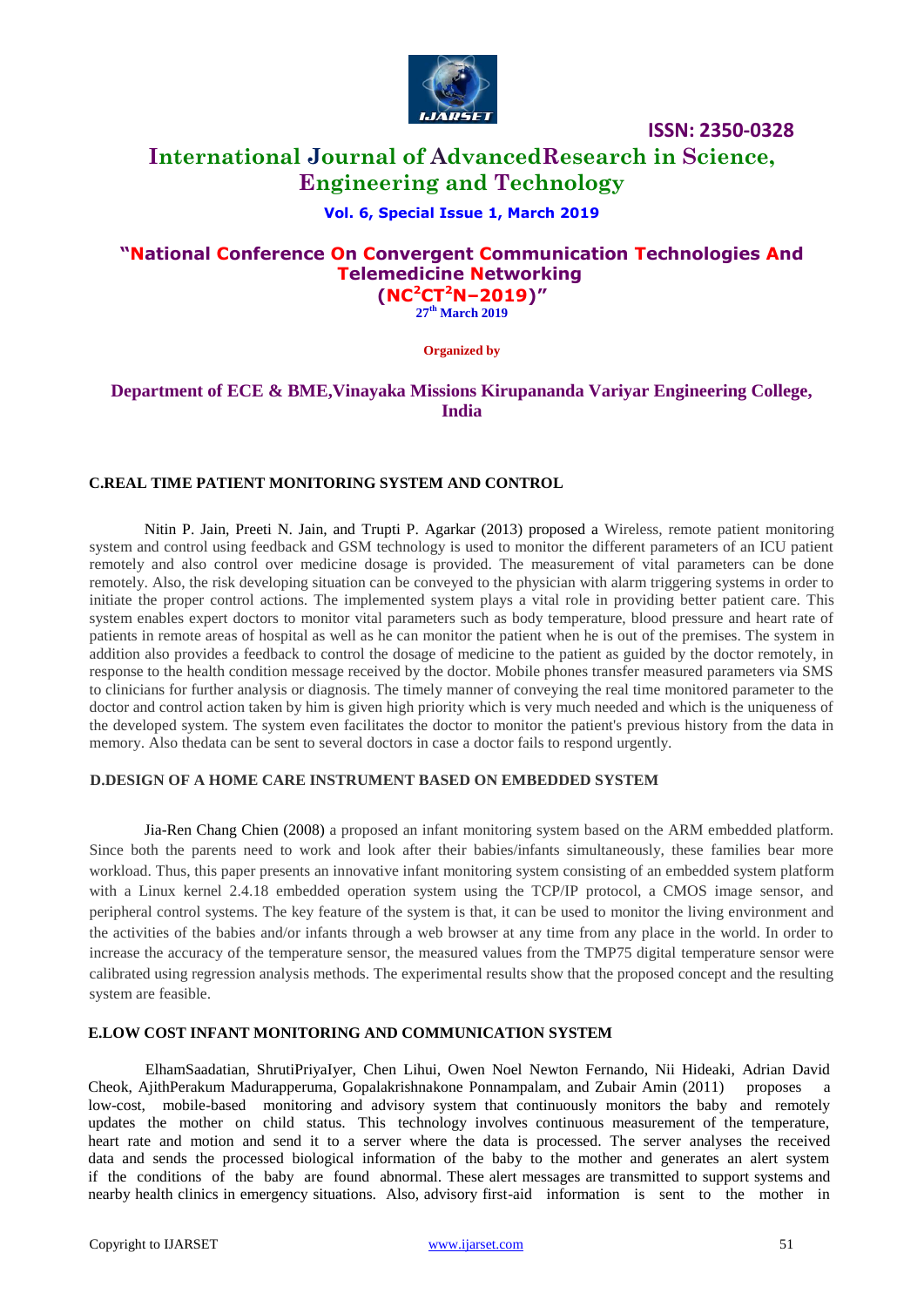### C.REAL TIME PATIENT MONITORING SYSTEM AND CONTROL

Nitin P. Jain, Preeti N. Jain, and Trupti P. Agarkar (2013) proposed a Wireless, remote patient monitoring system and control using feedback and GSM technology is used to monitor the different parameters of an ICU patient remotely and also control over medicine dosage is provided. The measurement of vital parameters can be done remotely. Also, the risk developing situation can be conveyed to the physician with alarm triggering systems in order to initiate the proper control actions. The implemented system plays a vital role in providing better patient care. This system enables expert doctors to monitor vital parameters such as body temperature, blood pressure and heart rate of patients in remote areas of hospital as well as he can monitor the patient when he is out of the premises. The system in addition also provides a feedback to control the dosage of medicine to the patient as guided by the doctor remotely, in response to the health condition message received by the doctor. Mobile phones transfer measured parameters via SMS to clinicians for further analysis or diagnosis. The timely manner of conveying the real time monitored parameter to the doctor and control action taken by him is given high priority which is very much needed and which is the uniqueness of the developed system. The system even facilitates the doctor to monitor the patient's previous history from the data in memory. Also thedata can be sent to several doctors in case a doctor fails to respond urgently.

### D.DESIGN OF A HOME CARE INSTRUMENT BASED ON EMBEDDED SYSTEM

Jia-Ren Chang Chien (2008) a proposed an infant monitoring system based on the ARM embedded platform. Since both the parents need to work and look after their babies/infants simultaneously, these families bear more workload. Thus, this paper presents an innovative infant monitoring system consisting of an embedded system platform with a Linux kernel 2.4.18 embedded operation system using the TCP/IP protocol, a CMOS image sensor, and peripheral control systems. The key feature of the system is that, it can be used to monitor the living environment and the activities of the babies and/or infants through a web browser at any time from any place in the world. In order to increase the accuracy of the temperature sensor, the measured values from the TMP75 digital temperature sensor were calibrated using regression analysis methods. The experimental results show that the proposed concept and the resulting system are feasible.

### E.LOW COST INFANT MONITORING AND COMMUNICATION SYSTEM

ElhamSaadatian, ShrutiPriyaIyer, Chen Lihui, Owen Noel Newton Fernando, Nii Hideaki, Adrian David Cheok, AjithPerakum Madurapperuma, Gopalakrishnakone Ponnampalam, and Zubair Amin (2011) proposes a low-cost, mobile-based monitoring and advisory system that continuously monitors the baby and remotely updates the mother on child status. This technology involves continuous measurement of the temperature, heart rate and motion and send it to a server where the data is processed. The server analyses the received data and sends the processed biological information of the baby to the mother and generates an alert system if the conditions of the baby are found abnormal. These alert messages are transmitted to support systems and nearby health clinics in emergency situations. Also, advisory first-aid information is sent to the mother in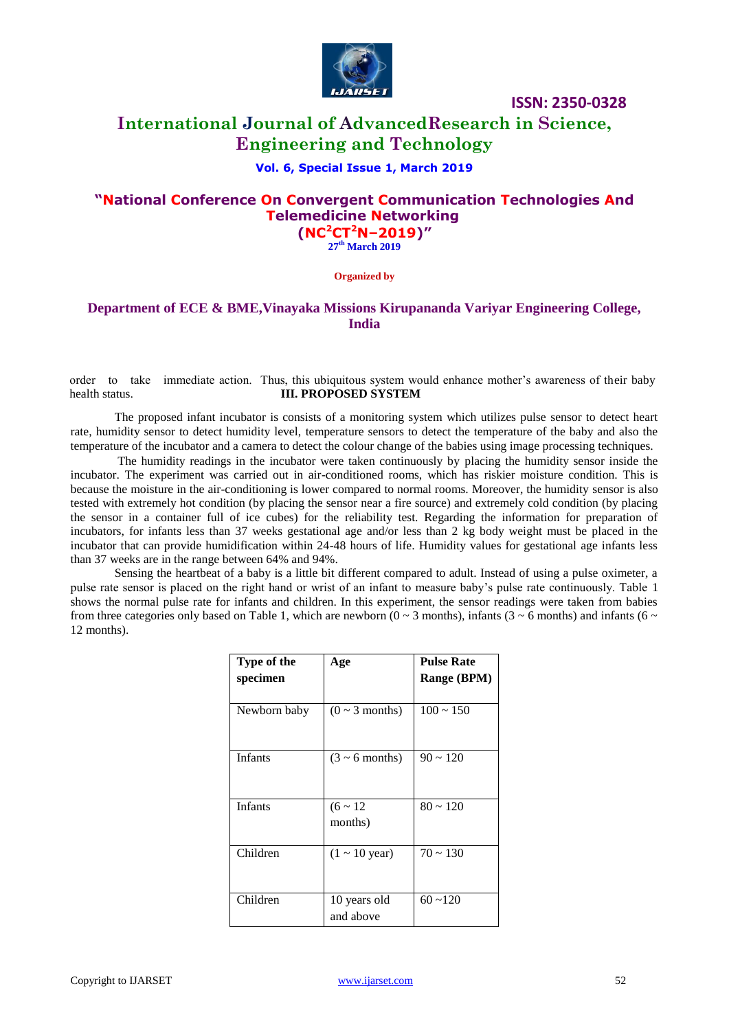order to take immediate action. Thus, this ubiquitous system would enhance mother's awareness of their baby health status.

## III. PROPOSED SYSTEM

The proposed infant incubator is consists of a monitoring system which utilizes pulse sensor to detect heart rate, humidity sensor to detect humidity level, temperature sensors to detect the temperature of the baby and also the temperature of the incubator and a camera to detect the colour change of the babies using image processing techniques.

The humidity readings in the incubator were taken continuously by placing the humidity sensor inside the incubator. The experiment was carried out in air-conditioned rooms, which has riskier moisture condition. This is because the moisture in the air-conditioning is lower compared to normal rooms. Moreover, the humidity sensor is also tested with extremely hot condition (by placing the sensor near a fire source) and extremely cold condition (by placing the sensor in a container full of ice cubes) for the reliability test. Regarding the information for preparation of incubators, for infants less than 37 weeks gestational age and/or less than 2 kg body weight must be placed in the incubator that can provide humidification within 24-48 hours of life. Humidity values for gestational age infants less than 37 weeks are in the range between 64% and 94%.

Sensing the heartbeat of a baby is a little bit different compared to adult. Instead of using a pulse oximeter, a pulse rate sensor is placed on the right hand or wrist of an infant to measure baby's pulse rate continuously. Table 1 shows the normal pulse rate for infants and children. In this experiment, the sensor readings were taken from babies from three categories only based on Table 1, which are newborn (0 ~ 3 months), infants (3 ~ 6 months) and infants (6 ~ 12 months).

| Type of the specimen | Age | Pulse Rate Range (BPM) |
|---|---|---|
| Newborn baby | (0 ~ 3 months) | 100 ~ 150 |
| Infants | (3 ~ 6 months) | 90 ~ 120 |
| Infants | (6 ~ 12 months) | 80 ~ 120 |
| Children | (1 ~ 10 year) | 70 ~ 130 |
| Children | 10 years old and above | 60 ~120 |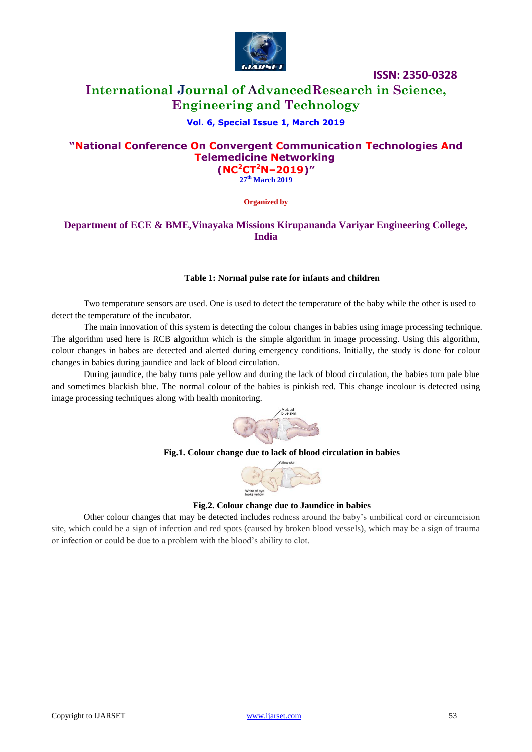**Table 1: Normal pulse rate for infants and children**

Two temperature sensors are used. One is used to detect the temperature of the baby while the other is used to detect the temperature of the incubator.

The main innovation of this system is detecting the colour changes in babies using image processing technique. The algorithm used here is RCB algorithm which is the simple algorithm in image processing. Using this algorithm, colour changes in babes are detected and alerted during emergency conditions. Initially, the study is done for colour changes in babies during jaundice and lack of blood circulation.

During jaundice, the baby turns pale yellow and during the lack of blood circulation, the babies turn pale blue and sometimes blackish blue. The normal colour of the babies is pinkish red. This change incolour is detected using image processing techniques along with health monitoring.

**Fig.1. Colour change due to lack of blood circulation in babies**

**Fig.2. Colour change due to Jaundice in babies**

Other colour changes that may be detected includes redness around the baby's umbilical cord or circumcision site, which could be a sign of infection and red spots (caused by broken blood vessels), which may be a sign of trauma or infection or could be due to a problem with the blood's ability to clot.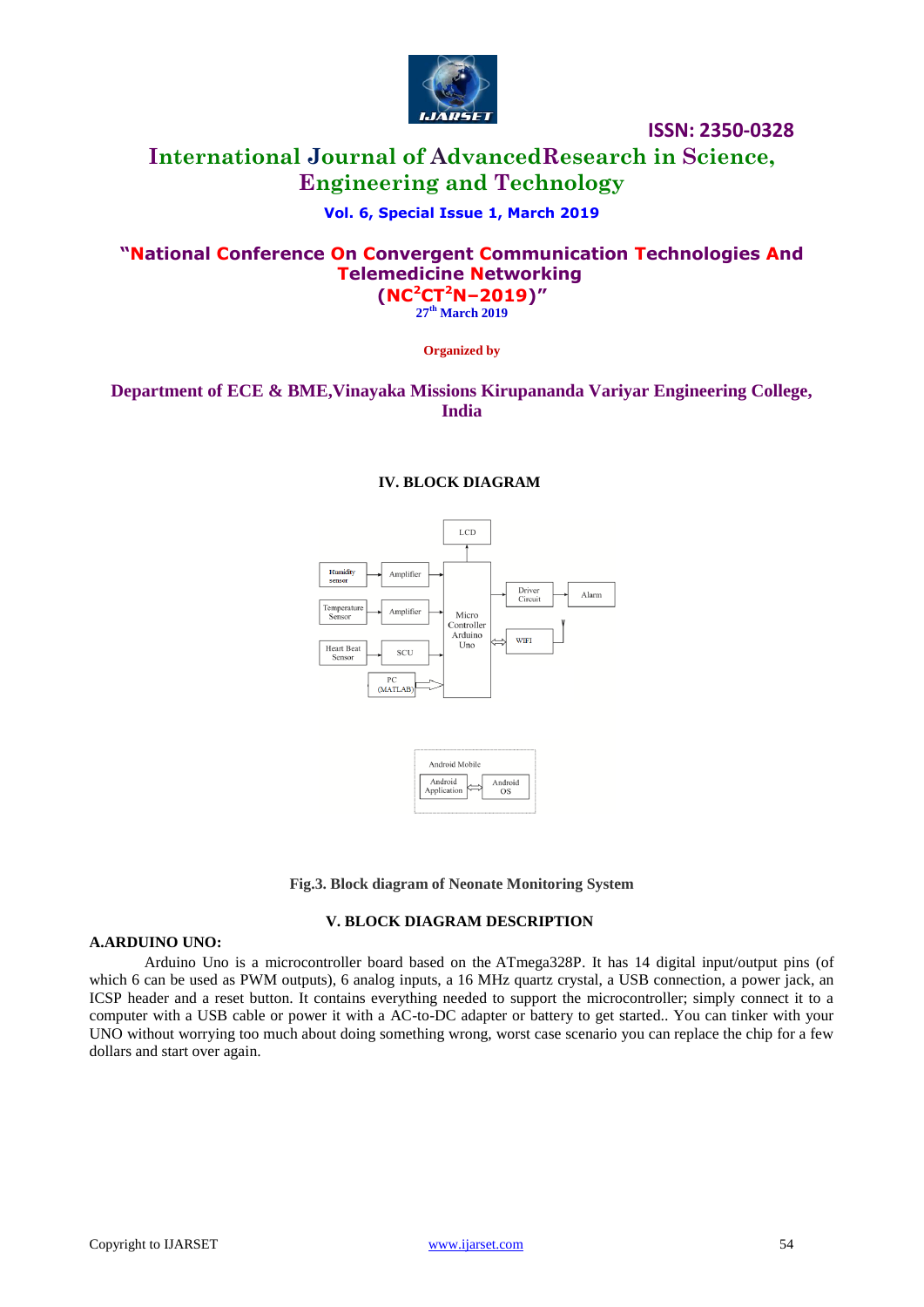## IV. BLOCK DIAGRAM

Fig.3. Block diagram of Neonate Monitoring System

## V. BLOCK DIAGRAM DESCRIPTION

### A.ARDUINO UNO:

Arduino Uno is a microcontroller board based on the ATmega328P. It has 14 digital input/output pins (of which 6 can be used as PWM outputs), 6 analog inputs, a 16 MHz quartz crystal, a USB connection, a power jack, an ICSP header and a reset button. It contains everything needed to support the microcontroller; simply connect it to a computer with a USB cable or power it with a AC-to-DC adapter or battery to get started.. You can tinker with your UNO without worrying too much about doing something wrong, worst case scenario you can replace the chip for a few dollars and start over again.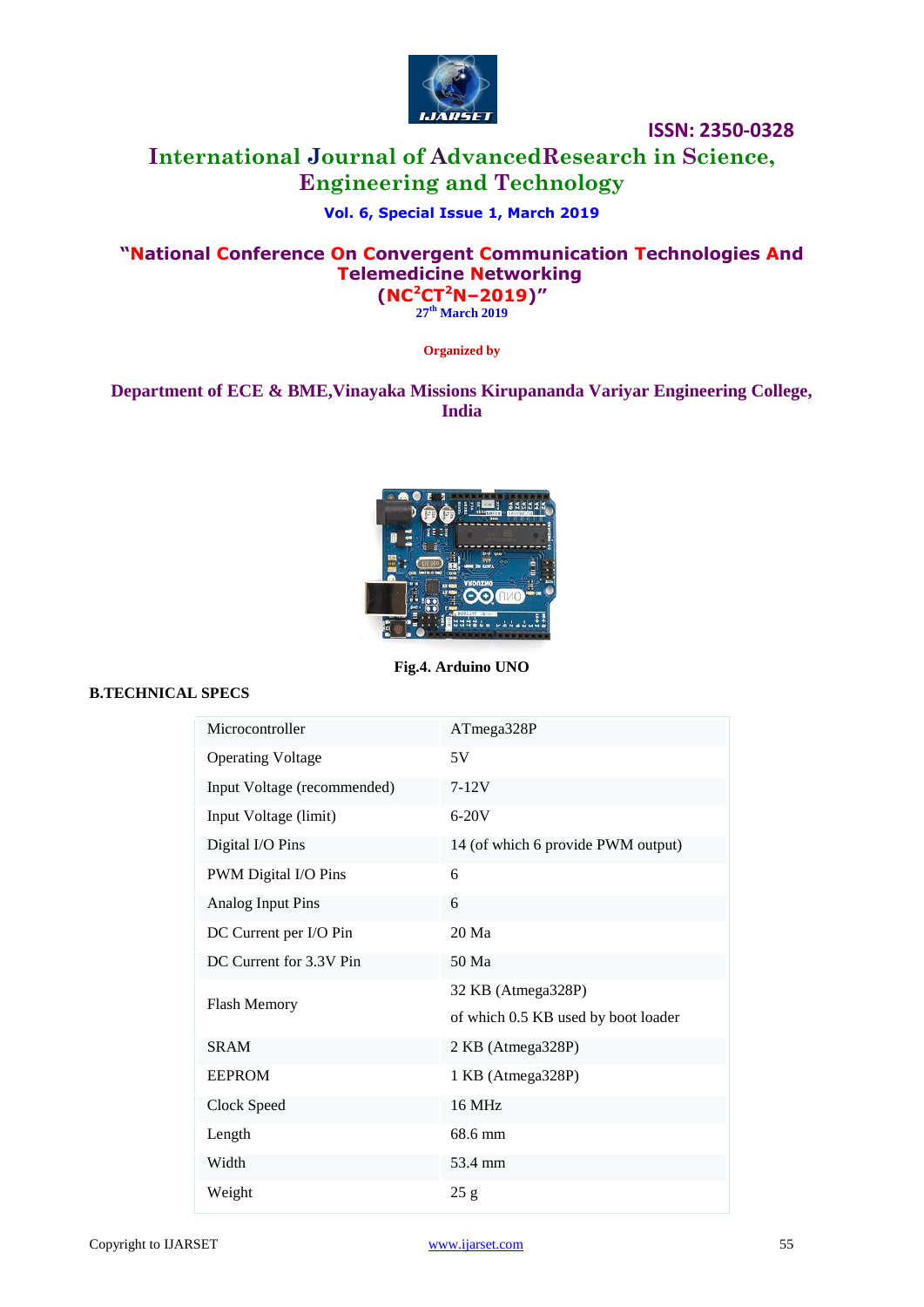Fig.4. Arduino UNO

**B.TECHNICAL SPECS**

| | |
|---|---|
| Microcontroller | ATmega328P |
| Operating Voltage | 5V |
| Input Voltage (recommended) | 7-12V |
| Input Voltage (limit) | 6-20V |
| Digital I/O Pins | 14 (of which 6 provide PWM output) |
| PWM Digital I/O Pins | 6 |
| Analog Input Pins | 6 |
| DC Current per I/O Pin | 20 Ma |
| DC Current for 3.3V Pin | 50 Ma |
| Flash Memory | 32 KB (Atmega328P) of which 0.5 KB used by boot loader |
| SRAM | 2 KB (Atmega328P) |
| EEPROM | 1 KB (Atmega328P) |
| Clock Speed | 16 MHz |
| Length | 68.6 mm |
| Width | 53.4 mm |
| Weight | 25 g |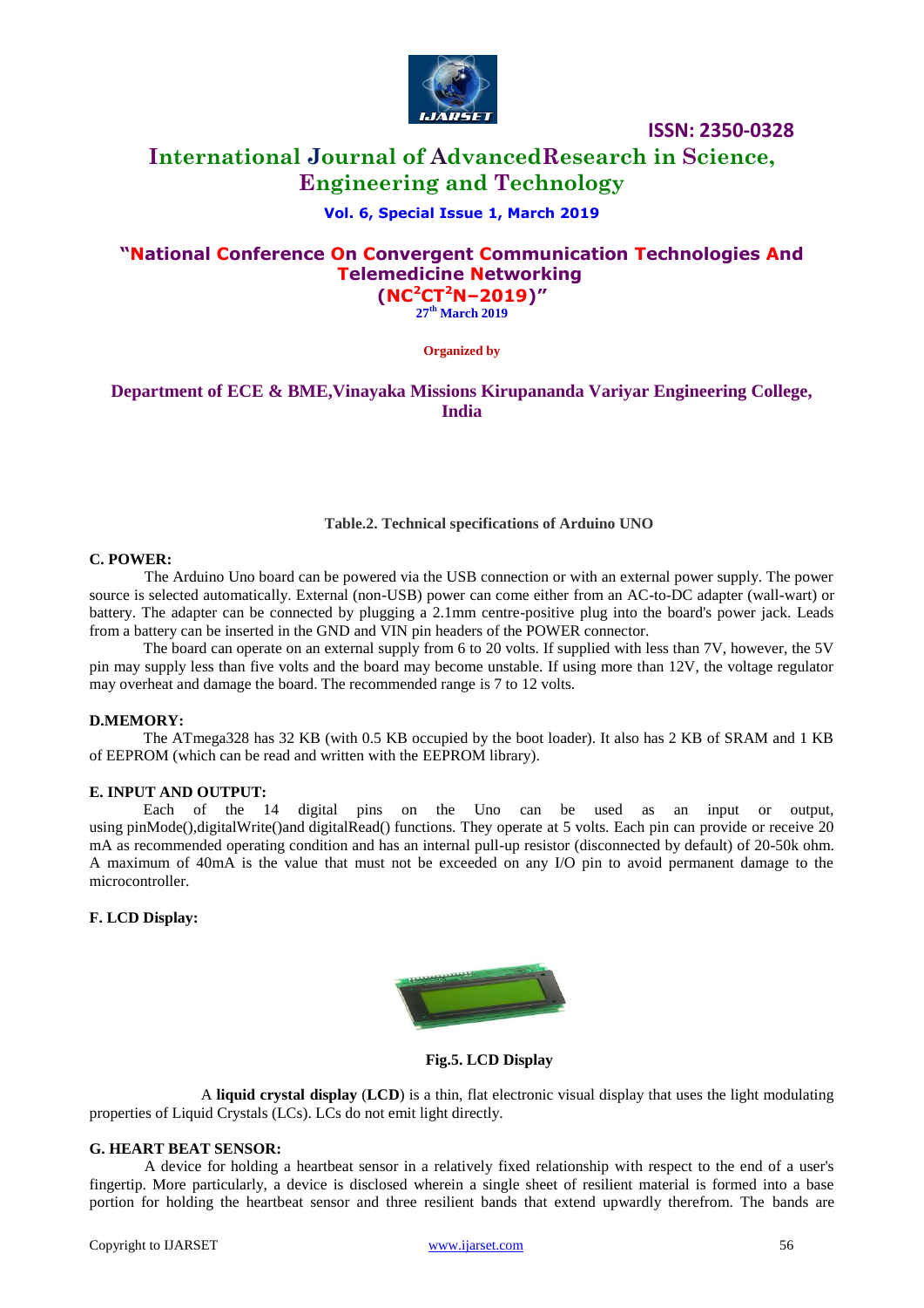**Table.2. Technical specifications of Arduino UNO**

### C. POWER:

The Arduino Uno board can be powered via the USB connection or with an external power supply. The power source is selected automatically. External (non-USB) power can come either from an AC-to-DC adapter (wall-wart) or battery. The adapter can be connected by plugging a 2.1mm centre-positive plug into the board's power jack. Leads from a battery can be inserted in the GND and VIN pin headers of the POWER connector.

The board can operate on an external supply from 6 to 20 volts. If supplied with less than 7V, however, the 5V pin may supply less than five volts and the board may become unstable. If using more than 12V, the voltage regulator may overheat and damage the board. The recommended range is 7 to 12 volts.

### D.MEMORY:

The ATmega328 has 32 KB (with 0.5 KB occupied by the boot loader). It also has 2 KB of SRAM and 1 KB of EEPROM (which can be read and written with the EEPROM library).

### E. INPUT AND OUTPUT:

Each of the 14 digital pins on the Uno can be used as an input or output, using pinMode(),digitalWrite()and digitalRead() functions. They operate at 5 volts. Each pin can provide or receive 20 mA as recommended operating condition and has an internal pull-up resistor (disconnected by default) of 20-50k ohm. A maximum of 40mA is the value that must not be exceeded on any I/O pin to avoid permanent damage to the microcontroller.

### F. LCD Display:

**Fig.5. LCD Display**

A **liquid crystal display** (**LCD**) is a thin, flat electronic visual display that uses the light modulating properties of Liquid Crystals (LCs). LCs do not emit light directly.

### G. HEART BEAT SENSOR:

A device for holding a heartbeat sensor in a relatively fixed relationship with respect to the end of a user's fingertip. More particularly, a device is disclosed wherein a single sheet of resilient material is formed into a base portion for holding the heartbeat sensor and three resilient bands that extend upwardly therefrom. The bands are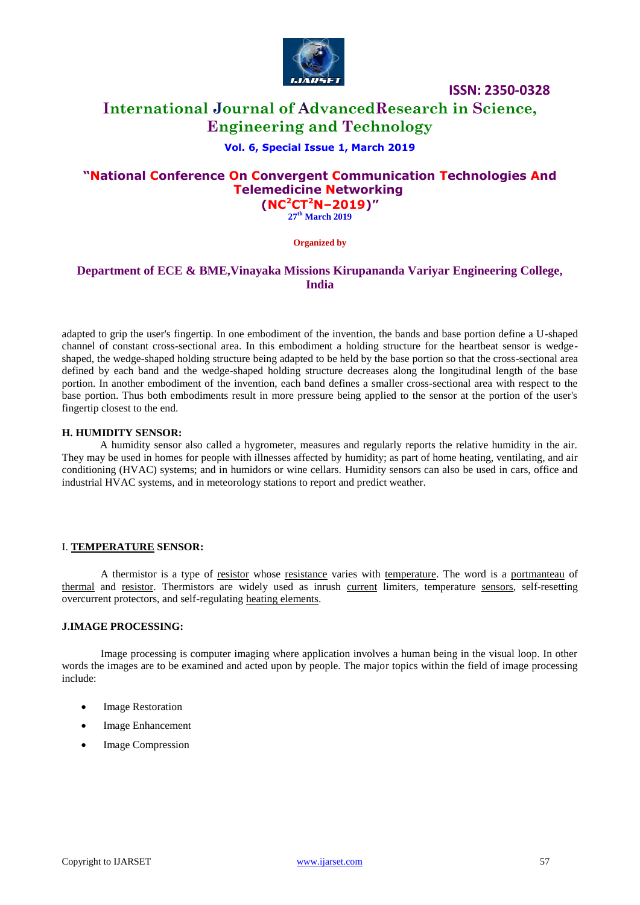adapted to grip the user's fingertip. In one embodiment of the invention, the bands and base portion define a U-shaped channel of constant cross-sectional area. In this embodiment a holding structure for the heartbeat sensor is wedge-shaped, the wedge-shaped holding structure being adapted to be held by the base portion so that the cross-sectional area defined by each band and the wedge-shaped holding structure decreases along the longitudinal length of the base portion. In another embodiment of the invention, each band defines a smaller cross-sectional area with respect to the base portion. Thus both embodiments result in more pressure being applied to the sensor at the portion of the user's fingertip closest to the end.

### H. HUMIDITY SENSOR:

A humidity sensor also called a hygrometer, measures and regularly reports the relative humidity in the air. They may be used in homes for people with illnesses affected by humidity; as part of home heating, ventilating, and air conditioning (HVAC) systems; and in humidors or wine cellars. Humidity sensors can also be used in cars, office and industrial HVAC systems, and in meteorology stations to report and predict weather.

### I. TEMPERATURE SENSOR:

A thermistor is a type of resistor whose resistance varies with temperature. The word is a portmanteau of thermal and resistor. Thermistors are widely used as inrush current limiters, temperature sensors, self-resetting overcurrent protectors, and self-regulating heating elements.

### J.IMAGE PROCESSING:

Image processing is computer imaging where application involves a human being in the visual loop. In other words the images are to be examined and acted upon by people. The major topics within the field of image processing include:

- Image Restoration
- Image Enhancement
- Image Compression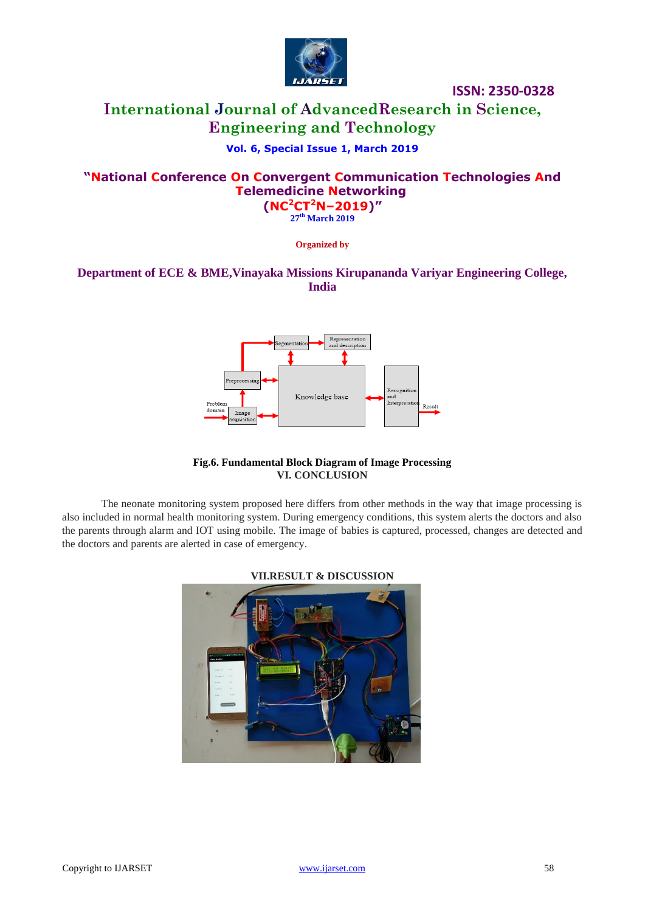Fig.6. Fundamental Block Diagram of Image Processing

## VI. CONCLUSION

The neonate monitoring system proposed here differs from other methods in the way that image processing is also included in normal health monitoring system. During emergency conditions, this system alerts the doctors and also the parents through alarm and IOT using mobile. The image of babies is captured, processed, changes are detected and the doctors and parents are alerted in case of emergency.

## VII.RESULT & DISCUSSION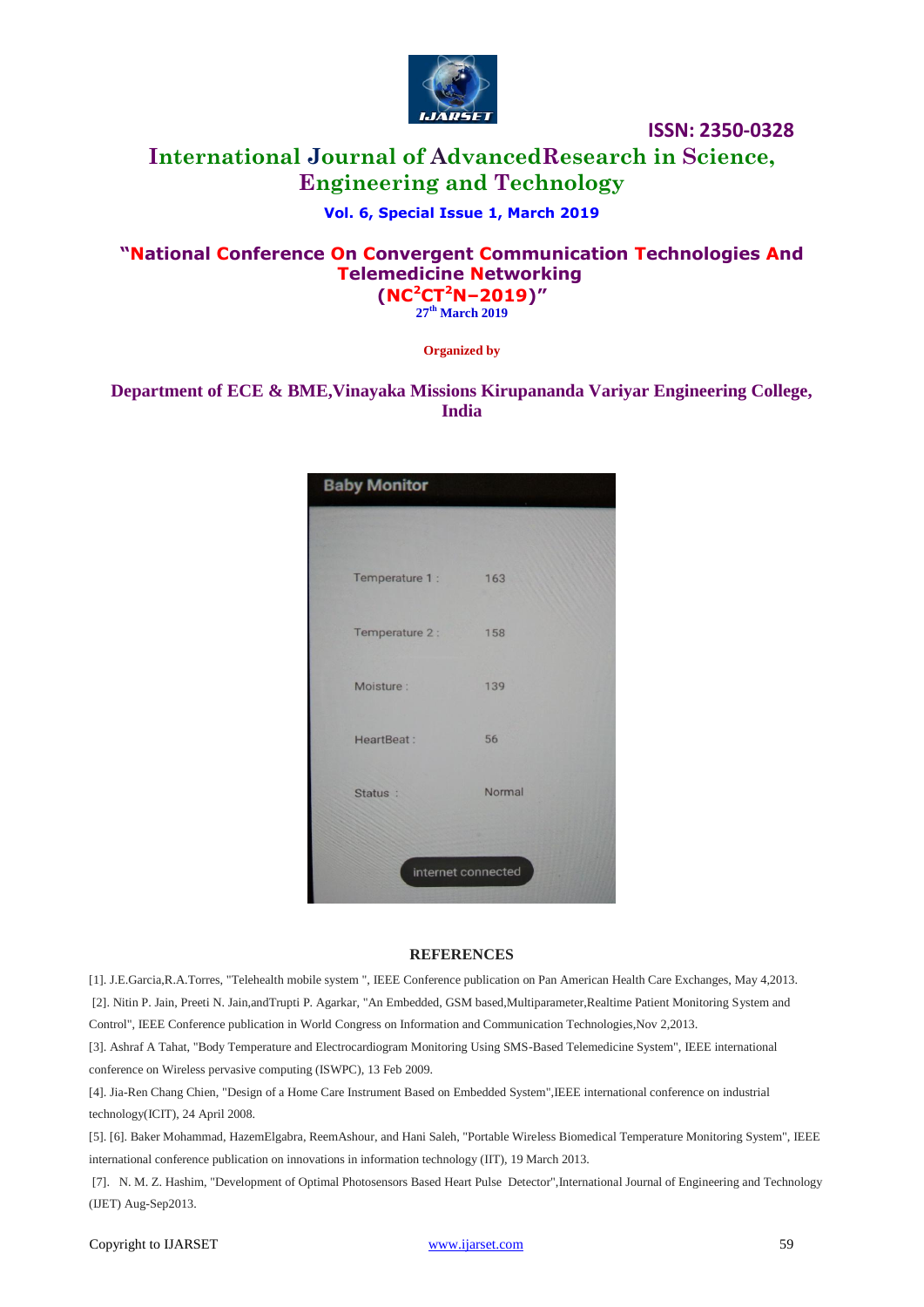Baby Monitor

| | |
|---|---|
| Temperature 1 : | 163 |
| Temperature 2 : | 158 |
| Moisture : | 139 |
| HeartBeat : | 56 |
| Status : | Normal |

internet connected

## REFERENCES

[1]. J.E.Garcia,R.A.Torres, "Telehealth mobile system ", IEEE Conference publication on Pan American Health Care Exchanges, May 4,2013.

[2]. Nitin P. Jain, Preeti N. Jain,andTrupti P. Agarkar, "An Embedded, GSM based,Multiparameter,Realtime Patient Monitoring System and Control", IEEE Conference publication in World Congress on Information and Communication Technologies,Nov 2,2013.

[3]. Ashraf A Tahat, "Body Temperature and Electrocardiogram Monitoring Using SMS-Based Telemedicine System", IEEE international conference on Wireless pervasive computing (ISWPC), 13 Feb 2009.

[4]. Jia-Ren Chang Chien, "Design of a Home Care Instrument Based on Embedded System",IEEE international conference on industrial technology(ICIT), 24 April 2008.

[5]. [6]. Baker Mohammad, HazemElgabra, ReemAshour, and Hani Saleh, "Portable Wireless Biomedical Temperature Monitoring System", IEEE international conference publication on innovations in information technology (IIT), 19 March 2013.

[7]. N. M. Z. Hashim, "Development of Optimal Photosensors Based Heart Pulse Detector",International Journal of Engineering and Technology (IJET) Aug-Sep2013.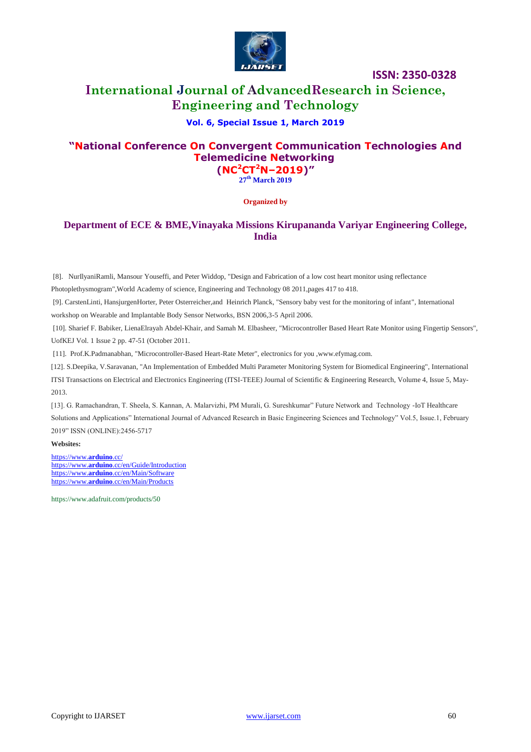[8]. NurIlyaniRamli, Mansour Youseffi, and Peter Widdop, "Design and Fabrication of a low cost heart monitor using reflectance Photoplethysmogram",World Academy of science, Engineering and Technology 08 2011,pages 417 to 418.

[9]. CarstenLinti, HansjurgenHorter, Peter Osterreicher,and Heinrich Planck, "Sensory baby vest for the monitoring of infant", International workshop on Wearable and Implantable Body Sensor Networks, BSN 2006,3-5 April 2006.

[10]. Sharief F. Babiker, LienaElrayah Abdel-Khair, and Samah M. Elbasheer, "Microcontroller Based Heart Rate Monitor using Fingertip Sensors", UofKEJ Vol. 1 Issue 2 pp. 47-51 (October 2011.

[11]. Prof.K.Padmanabhan, "Microcontroller-Based Heart-Rate Meter", electronics for you ,www.efymag.com.

[12]. S.Deepika, V.Saravanan, "An Implementation of Embedded Multi Parameter Monitoring System for Biomedical Engineering", International ITSI Transactions on Electrical and Electronics Engineering (ITSI-TEEE) Journal of Scientific & Engineering Research, Volume 4, Issue 5, May-2013.

[13]. G. Ramachandran, T. Sheela, S. Kannan, A. Malarvizhi, PM Murali, G. Sureshkumar" Future Network and Technology -IoT Healthcare Solutions and Applications" International Journal of Advanced Research in Basic Engineering Sciences and Technology" Vol.5, Issue.1, February 2019" ISSN (ONLINE):2456-5717

**Websites:**

https://www.arduino.cc/
https://www.arduino.cc/en/Guide/Introduction
https://www.arduino.cc/en/Main/Software
https://www.arduino.cc/en/Main/Products

https://www.adafruit.com/products/50